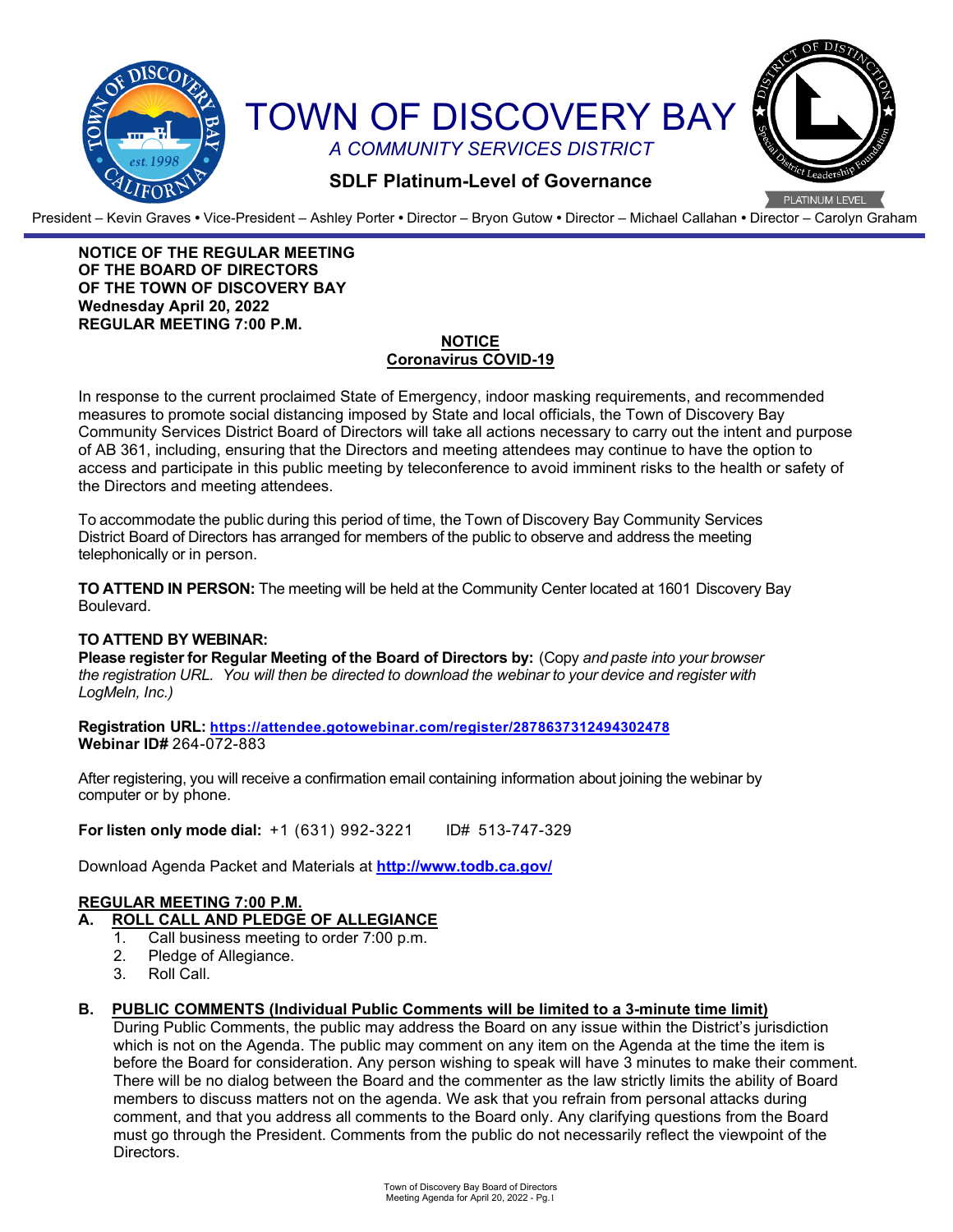# TOWN OF DISCOVERY BAY

*A COMMUNITY SERVICES DISTRICT*

**SDLF Platinum-Level of Governance**

President – Kevin Graves • Vice-President – Ashley Porter • Director – Bryon Gutow • Director – Michael Callahan • Director – Carolyn Graham

**NOTICE OF THE REGULAR MEETING**
**OF THE BOARD OF DIRECTORS**
**OF THE TOWN OF DISCOVERY BAY**
**Wednesday April 20, 2022**
**REGULAR MEETING 7:00 P.M.**

**NOTICE**
**Coronavirus COVID-19**

In response to the current proclaimed State of Emergency, indoor masking requirements, and recommended measures to promote social distancing imposed by State and local officials, the Town of Discovery Bay Community Services District Board of Directors will take all actions necessary to carry out the intent and purpose of AB 361, including, ensuring that the Directors and meeting attendees may continue to have the option to access and participate in this public meeting by teleconference to avoid imminent risks to the health or safety of the Directors and meeting attendees.

To accommodate the public during this period of time, the Town of Discovery Bay Community Services District Board of Directors has arranged for members of the public to observe and address the meeting telephonically or in person.

**TO ATTEND IN PERSON:** The meeting will be held at the Community Center located at 1601 Discovery Bay Boulevard.

**TO ATTEND BY WEBINAR:**
**Please register for Regular Meeting of the Board of Directors by:** (Copy *and paste into your browser the registration URL. You will then be directed to download the webinar to your device and register with LogMeln, Inc.)*

**Registration URL: https://attendee.gotowebinar.com/register/2878637312494302478**
**Webinar ID#** 264-072-883

After registering, you will receive a confirmation email containing information about joining the webinar by computer or by phone.

**For listen only mode dial:** +1 (631) 992-3221    ID# 513-747-329

Download Agenda Packet and Materials at **http://www.todb.ca.gov/**

**REGULAR MEETING 7:00 P.M.**

**A. ROLL CALL AND PLEDGE OF ALLEGIANCE**

1. Call business meeting to order 7:00 p.m.
2. Pledge of Allegiance.
3. Roll Call.

**B. PUBLIC COMMENTS (Individual Public Comments will be limited to a 3-minute time limit)**

During Public Comments, the public may address the Board on any issue within the District's jurisdiction which is not on the Agenda. The public may comment on any item on the Agenda at the time the item is before the Board for consideration. Any person wishing to speak will have 3 minutes to make their comment. There will be no dialog between the Board and the commenter as the law strictly limits the ability of Board members to discuss matters not on the agenda. We ask that you refrain from personal attacks during comment, and that you address all comments to the Board only. Any clarifying questions from the Board must go through the President. Comments from the public do not necessarily reflect the viewpoint of the Directors.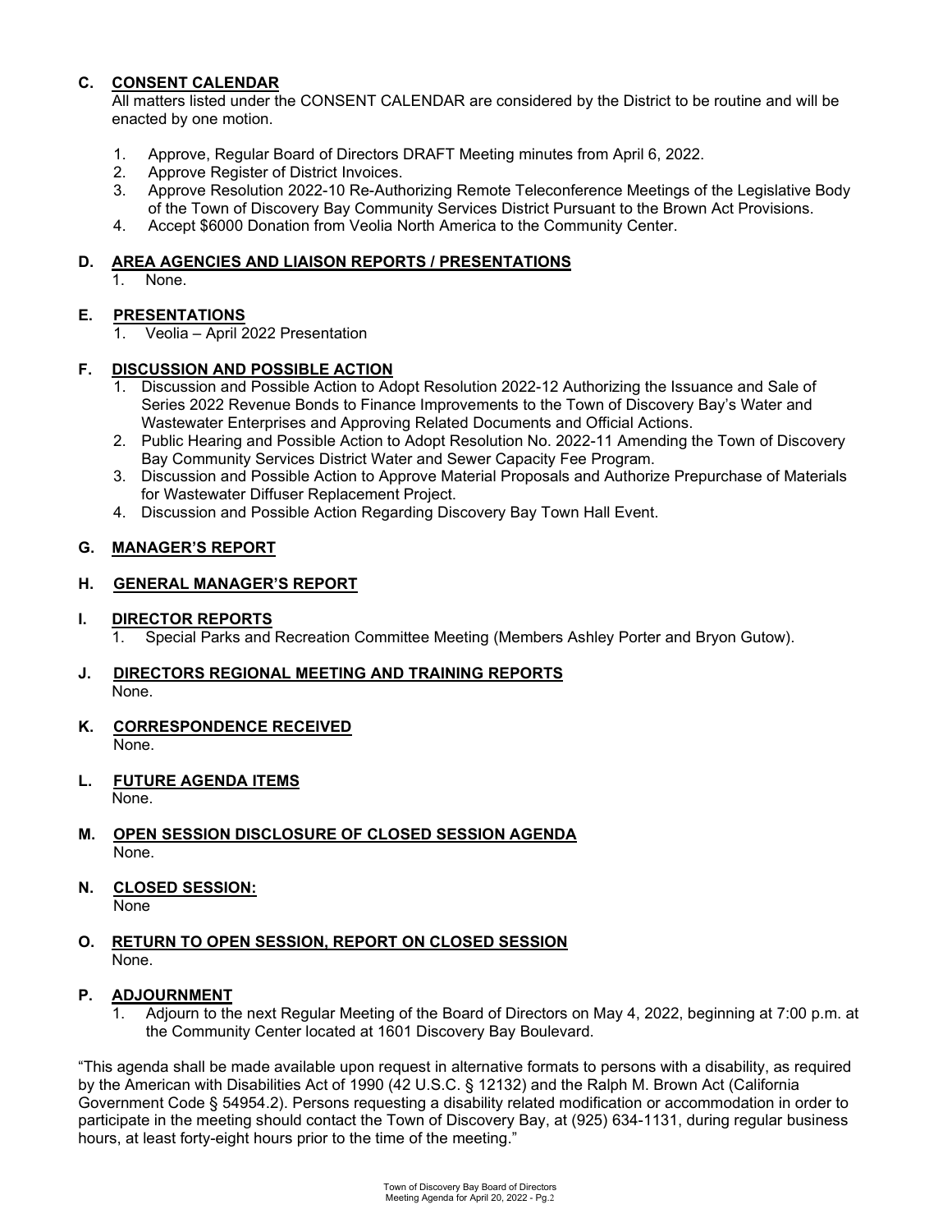## C. CONSENT CALENDAR

All matters listed under the CONSENT CALENDAR are considered by the District to be routine and will be enacted by one motion.

1. Approve, Regular Board of Directors DRAFT Meeting minutes from April 6, 2022.
2. Approve Register of District Invoices.
3. Approve Resolution 2022-10 Re-Authorizing Remote Teleconference Meetings of the Legislative Body of the Town of Discovery Bay Community Services District Pursuant to the Brown Act Provisions.
4. Accept $6000 Donation from Veolia North America to the Community Center.

## D. AREA AGENCIES AND LIAISON REPORTS / PRESENTATIONS

1. None.

## E. PRESENTATIONS

1. Veolia – April 2022 Presentation

## F. DISCUSSION AND POSSIBLE ACTION

1. Discussion and Possible Action to Adopt Resolution 2022-12 Authorizing the Issuance and Sale of Series 2022 Revenue Bonds to Finance Improvements to the Town of Discovery Bay's Water and Wastewater Enterprises and Approving Related Documents and Official Actions.
2. Public Hearing and Possible Action to Adopt Resolution No. 2022-11 Amending the Town of Discovery Bay Community Services District Water and Sewer Capacity Fee Program.
3. Discussion and Possible Action to Approve Material Proposals and Authorize Prepurchase of Materials for Wastewater Diffuser Replacement Project.
4. Discussion and Possible Action Regarding Discovery Bay Town Hall Event.

## G. MANAGER'S REPORT

## H. GENERAL MANAGER'S REPORT

## I. DIRECTOR REPORTS

1. Special Parks and Recreation Committee Meeting (Members Ashley Porter and Bryon Gutow).

## J. DIRECTORS REGIONAL MEETING AND TRAINING REPORTS

None.

## K. CORRESPONDENCE RECEIVED

None.

## L. FUTURE AGENDA ITEMS

None.

## M. OPEN SESSION DISCLOSURE OF CLOSED SESSION AGENDA

None.

## N. CLOSED SESSION:

None

## O. RETURN TO OPEN SESSION, REPORT ON CLOSED SESSION

None.

## P. ADJOURNMENT

1. Adjourn to the next Regular Meeting of the Board of Directors on May 4, 2022, beginning at 7:00 p.m. at the Community Center located at 1601 Discovery Bay Boulevard.

"This agenda shall be made available upon request in alternative formats to persons with a disability, as required by the American with Disabilities Act of 1990 (42 U.S.C. § 12132) and the Ralph M. Brown Act (California Government Code § 54954.2). Persons requesting a disability related modification or accommodation in order to participate in the meeting should contact the Town of Discovery Bay, at (925) 634-1131, during regular business hours, at least forty-eight hours prior to the time of the meeting."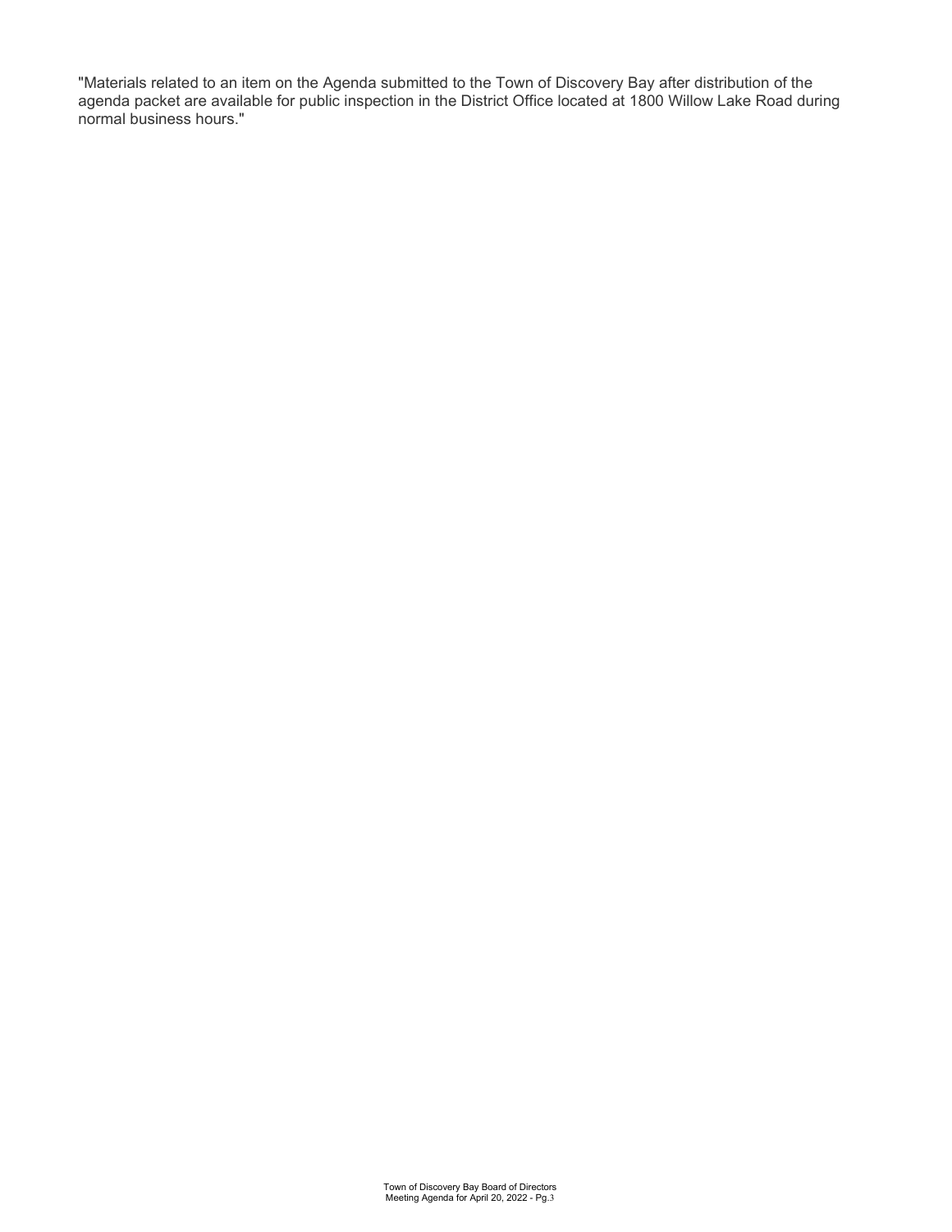"Materials related to an item on the Agenda submitted to the Town of Discovery Bay after distribution of the agenda packet are available for public inspection in the District Office located at 1800 Willow Lake Road during normal business hours."